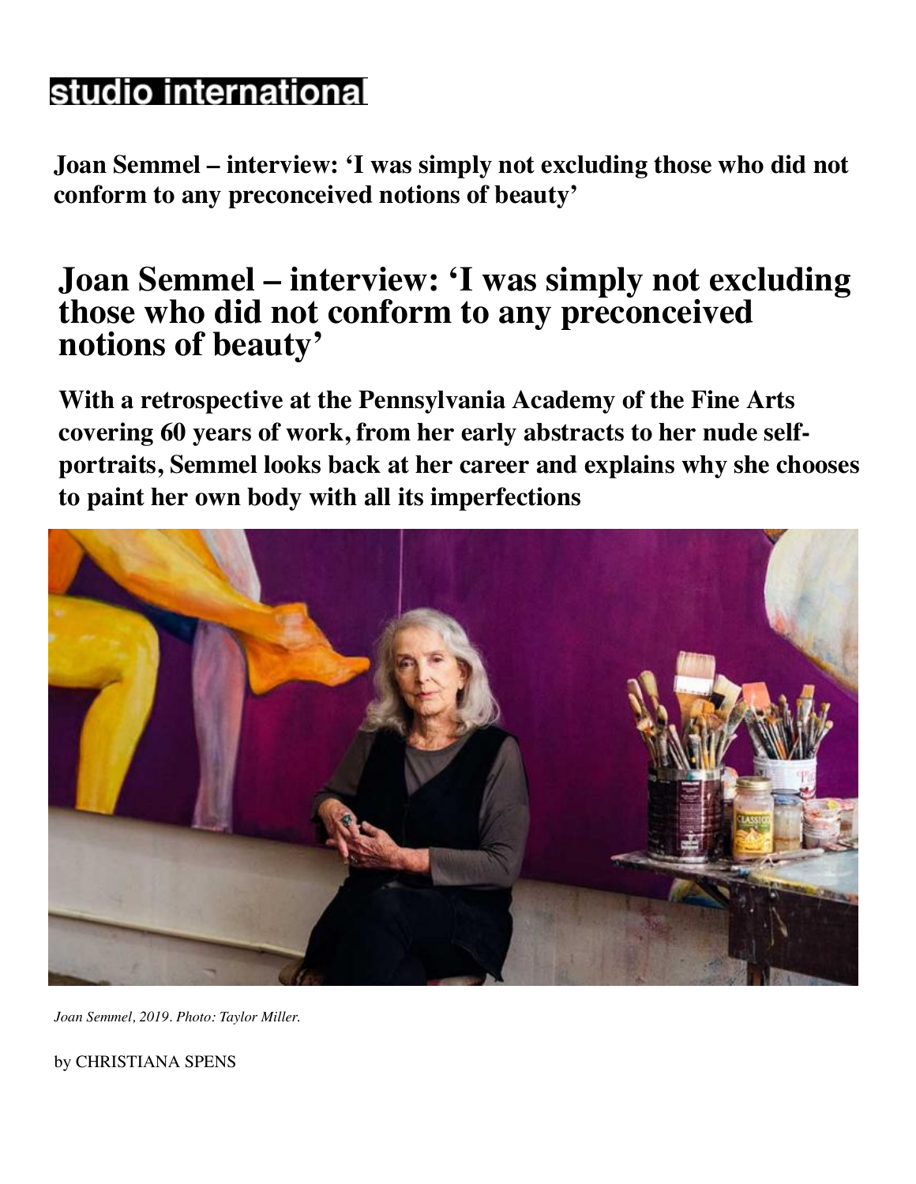studio international

**Joan Semmel – interview: 'I was simply not excluding those who did not conform to any preconceived notions of beauty'**

# Joan Semmel – interview: 'I was simply not excluding those who did not conform to any preconceived notions of beauty'

## With a retrospective at the Pennsylvania Academy of the Fine Arts covering 60 years of work, from her early abstracts to her nude self-portraits, Semmel looks back at her career and explains why she chooses to paint her own body with all its imperfections

*Joan Semmel, 2019. Photo: Taylor Miller.*

by CHRISTIANA SPENS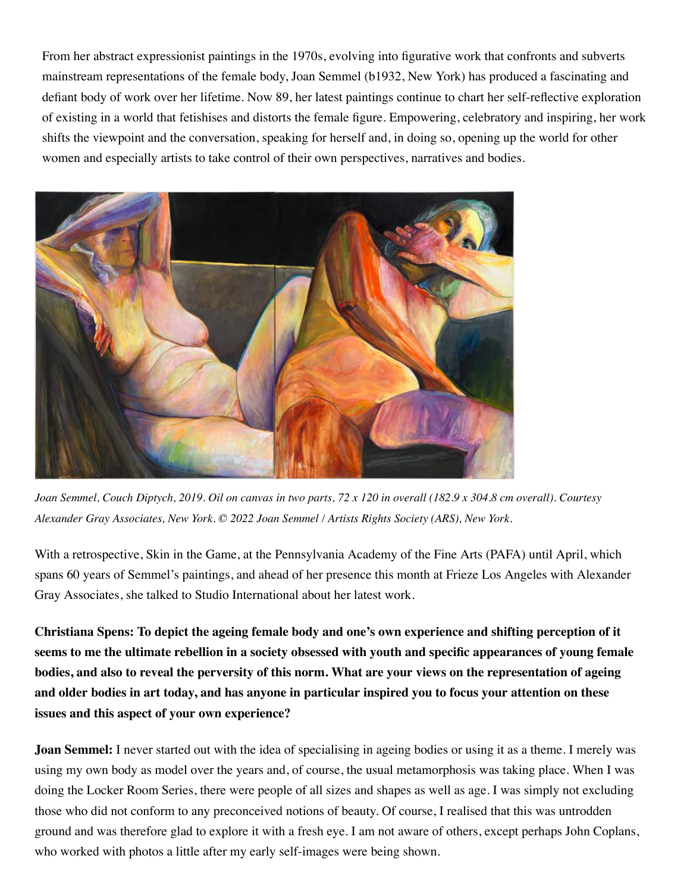From her abstract expressionist paintings in the 1970s, evolving into figurative work that confronts and subverts mainstream representations of the female body, Joan Semmel (b1932, New York) has produced a fascinating and defiant body of work over her lifetime. Now 89, her latest paintings continue to chart her self-reflective exploration of existing in a world that fetishises and distorts the female figure. Empowering, celebratory and inspiring, her work shifts the viewpoint and the conversation, speaking for herself and, in doing so, opening up the world for other women and especially artists to take control of their own perspectives, narratives and bodies.

*Joan Semmel, Couch Diptych, 2019. Oil on canvas in two parts, 72 x 120 in overall (182.9 x 304.8 cm overall). Courtesy Alexander Gray Associates, New York. © 2022 Joan Semmel / Artists Rights Society (ARS), New York.*

With a retrospective, Skin in the Game, at the Pennsylvania Academy of the Fine Arts (PAFA) until April, which spans 60 years of Semmel's paintings, and ahead of her presence this month at Frieze Los Angeles with Alexander Gray Associates, she talked to Studio International about her latest work.

**Christiana Spens: To depict the ageing female body and one's own experience and shifting perception of it seems to me the ultimate rebellion in a society obsessed with youth and specific appearances of young female bodies, and also to reveal the perversity of this norm. What are your views on the representation of ageing and older bodies in art today, and has anyone in particular inspired you to focus your attention on these issues and this aspect of your own experience?**

**Joan Semmel:** I never started out with the idea of specialising in ageing bodies or using it as a theme. I merely was using my own body as model over the years and, of course, the usual metamorphosis was taking place. When I was doing the Locker Room Series, there were people of all sizes and shapes as well as age. I was simply not excluding those who did not conform to any preconceived notions of beauty. Of course, I realised that this was untrodden ground and was therefore glad to explore it with a fresh eye. I am not aware of others, except perhaps John Coplans, who worked with photos a little after my early self-images were being shown.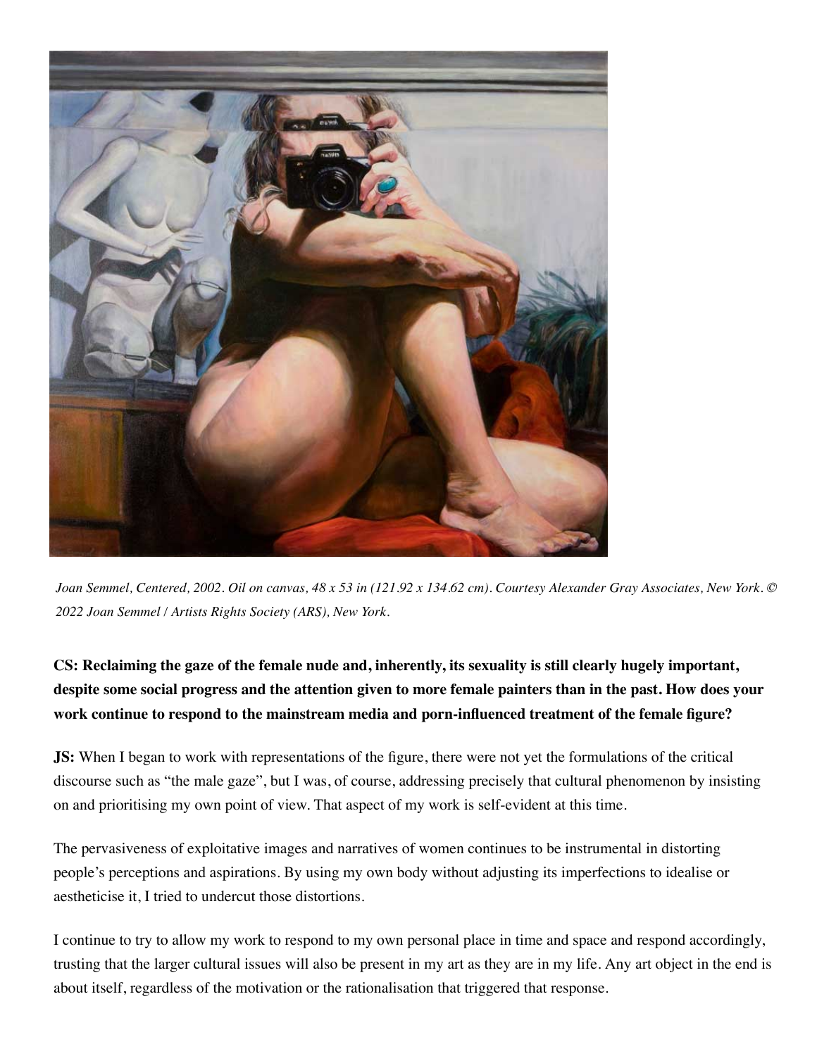*Joan Semmel, Centered, 2002. Oil on canvas, 48 x 53 in (121.92 x 134.62 cm). Courtesy Alexander Gray Associates, New York. © 2022 Joan Semmel / Artists Rights Society (ARS), New York.*

**CS: Reclaiming the gaze of the female nude and, inherently, its sexuality is still clearly hugely important, despite some social progress and the attention given to more female painters than in the past. How does your work continue to respond to the mainstream media and porn-influenced treatment of the female figure?**

**JS:** When I began to work with representations of the figure, there were not yet the formulations of the critical discourse such as "the male gaze", but I was, of course, addressing precisely that cultural phenomenon by insisting on and prioritising my own point of view. That aspect of my work is self-evident at this time.

The pervasiveness of exploitative images and narratives of women continues to be instrumental in distorting people's perceptions and aspirations. By using my own body without adjusting its imperfections to idealise or aestheticise it, I tried to undercut those distortions.

I continue to try to allow my work to respond to my own personal place in time and space and respond accordingly, trusting that the larger cultural issues will also be present in my art as they are in my life. Any art object in the end is about itself, regardless of the motivation or the rationalisation that triggered that response.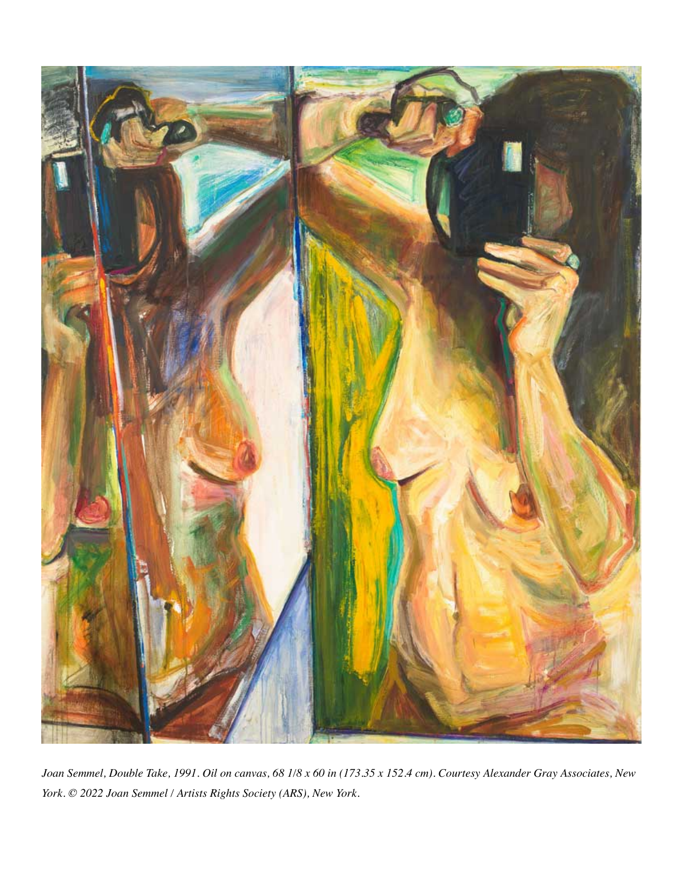*Joan Semmel, Double Take, 1991. Oil on canvas, 68 1/8 x 60 in (173.35 x 152.4 cm). Courtesy Alexander Gray Associates, New York. © 2022 Joan Semmel / Artists Rights Society (ARS), New York.*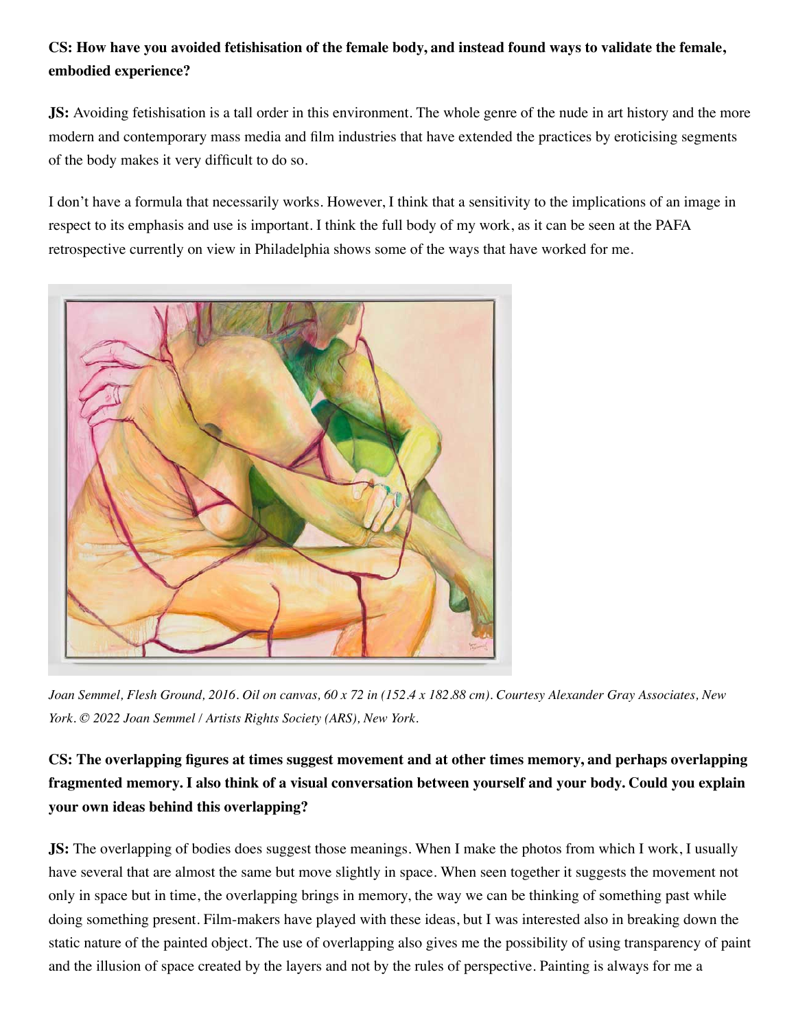**CS: How have you avoided fetishisation of the female body, and instead found ways to validate the female, embodied experience?**

**JS:** Avoiding fetishisation is a tall order in this environment. The whole genre of the nude in art history and the more modern and contemporary mass media and film industries that have extended the practices by eroticising segments of the body makes it very difficult to do so.

I don't have a formula that necessarily works. However, I think that a sensitivity to the implications of an image in respect to its emphasis and use is important. I think the full body of my work, as it can be seen at the PAFA retrospective currently on view in Philadelphia shows some of the ways that have worked for me.

*Joan Semmel, Flesh Ground, 2016. Oil on canvas, 60 x 72 in (152.4 x 182.88 cm). Courtesy Alexander Gray Associates, New York. © 2022 Joan Semmel / Artists Rights Society (ARS), New York.*

**CS: The overlapping figures at times suggest movement and at other times memory, and perhaps overlapping fragmented memory. I also think of a visual conversation between yourself and your body. Could you explain your own ideas behind this overlapping?**

**JS:** The overlapping of bodies does suggest those meanings. When I make the photos from which I work, I usually have several that are almost the same but move slightly in space. When seen together it suggests the movement not only in space but in time, the overlapping brings in memory, the way we can be thinking of something past while doing something present. Film-makers have played with these ideas, but I was interested also in breaking down the static nature of the painted object. The use of overlapping also gives me the possibility of using transparency of paint and the illusion of space created by the layers and not by the rules of perspective. Painting is always for me a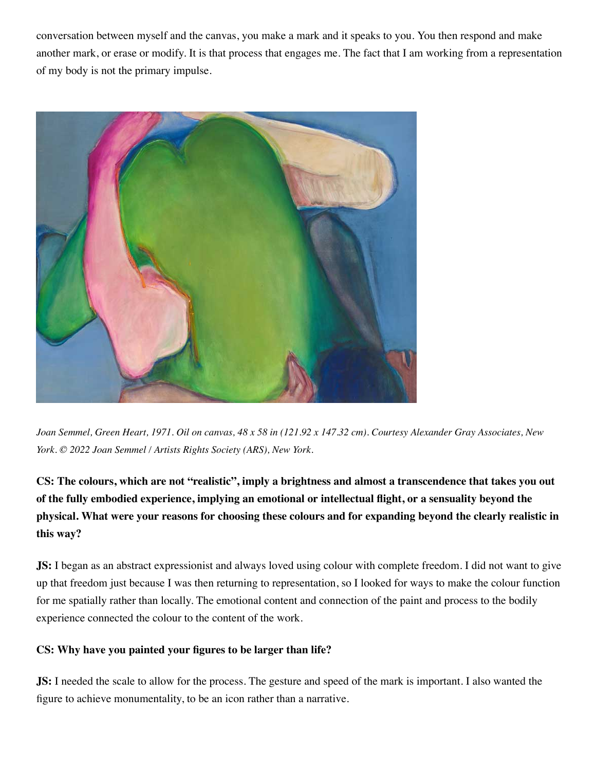conversation between myself and the canvas, you make a mark and it speaks to you. You then respond and make another mark, or erase or modify. It is that process that engages me. The fact that I am working from a representation of my body is not the primary impulse.

*Joan Semmel, Green Heart, 1971. Oil on canvas, 48 x 58 in (121.92 x 147.32 cm). Courtesy Alexander Gray Associates, New York. © 2022 Joan Semmel / Artists Rights Society (ARS), New York.*

**CS: The colours, which are not "realistic", imply a brightness and almost a transcendence that takes you out of the fully embodied experience, implying an emotional or intellectual flight, or a sensuality beyond the physical. What were your reasons for choosing these colours and for expanding beyond the clearly realistic in this way?**

**JS:** I began as an abstract expressionist and always loved using colour with complete freedom. I did not want to give up that freedom just because I was then returning to representation, so I looked for ways to make the colour function for me spatially rather than locally. The emotional content and connection of the paint and process to the bodily experience connected the colour to the content of the work.

**CS: Why have you painted your figures to be larger than life?**

**JS:** I needed the scale to allow for the process. The gesture and speed of the mark is important. I also wanted the figure to achieve monumentality, to be an icon rather than a narrative.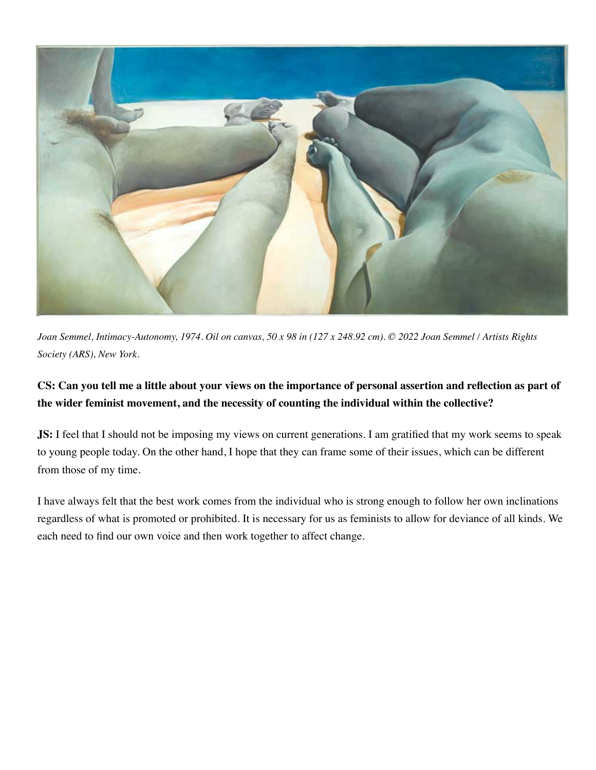*Joan Semmel, Intimacy-Autonomy, 1974. Oil on canvas, 50 x 98 in (127 x 248.92 cm). © 2022 Joan Semmel / Artists Rights Society (ARS), New York.*

**CS: Can you tell me a little about your views on the importance of personal assertion and reflection as part of the wider feminist movement, and the necessity of counting the individual within the collective?**

**JS:** I feel that I should not be imposing my views on current generations. I am gratified that my work seems to speak to young people today. On the other hand, I hope that they can frame some of their issues, which can be different from those of my time.

I have always felt that the best work comes from the individual who is strong enough to follow her own inclinations regardless of what is promoted or prohibited. It is necessary for us as feminists to allow for deviance of all kinds. We each need to find our own voice and then work together to affect change.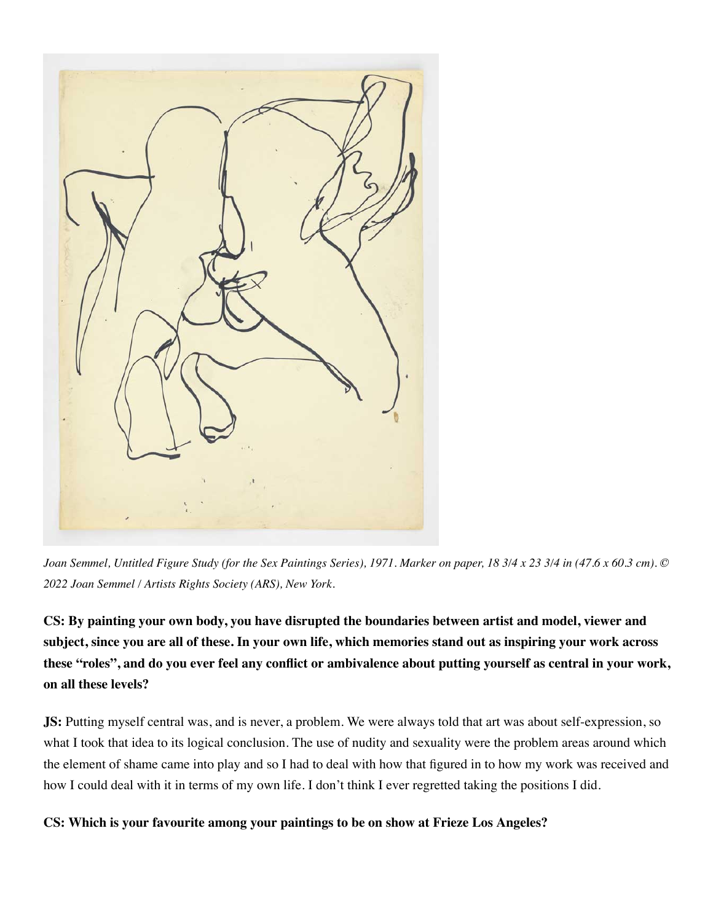*Joan Semmel, Untitled Figure Study (for the Sex Paintings Series), 1971. Marker on paper, 18 3/4 x 23 3/4 in (47.6 x 60.3 cm). © 2022 Joan Semmel / Artists Rights Society (ARS), New York.*

**CS: By painting your own body, you have disrupted the boundaries between artist and model, viewer and subject, since you are all of these. In your own life, which memories stand out as inspiring your work across these "roles", and do you ever feel any conflict or ambivalence about putting yourself as central in your work, on all these levels?**

**JS:** Putting myself central was, and is never, a problem. We were always told that art was about self-expression, so what I took that idea to its logical conclusion. The use of nudity and sexuality were the problem areas around which the element of shame came into play and so I had to deal with how that figured in to how my work was received and how I could deal with it in terms of my own life. I don't think I ever regretted taking the positions I did.

**CS: Which is your favourite among your paintings to be on show at Frieze Los Angeles?**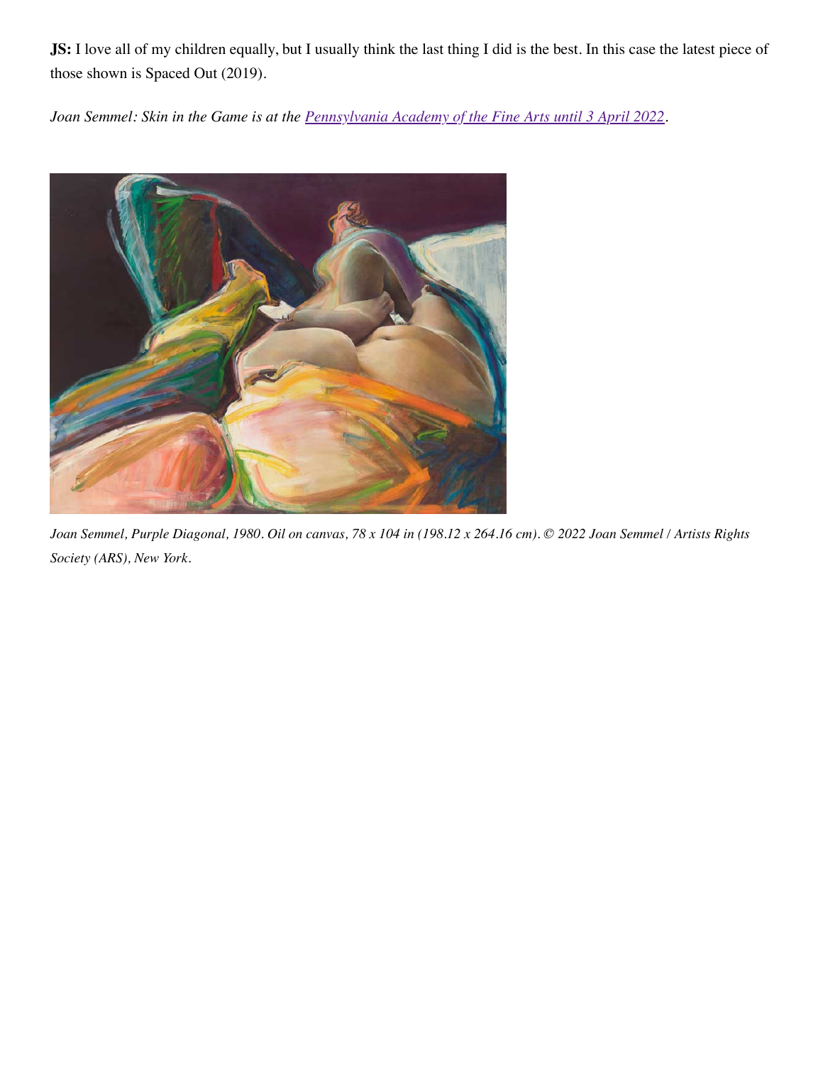**JS:** I love all of my children equally, but I usually think the last thing I did is the best. In this case the latest piece of those shown is Spaced Out (2019).

*Joan Semmel: Skin in the Game is at the [Pennsylvania Academy of the Fine Arts until 3 April 2022](Pennsylvania Academy of the Fine Arts until 3 April 2022).*

*Joan Semmel, Purple Diagonal, 1980. Oil on canvas, 78 x 104 in (198.12 x 264.16 cm). © 2022 Joan Semmel / Artists Rights Society (ARS), New York.*